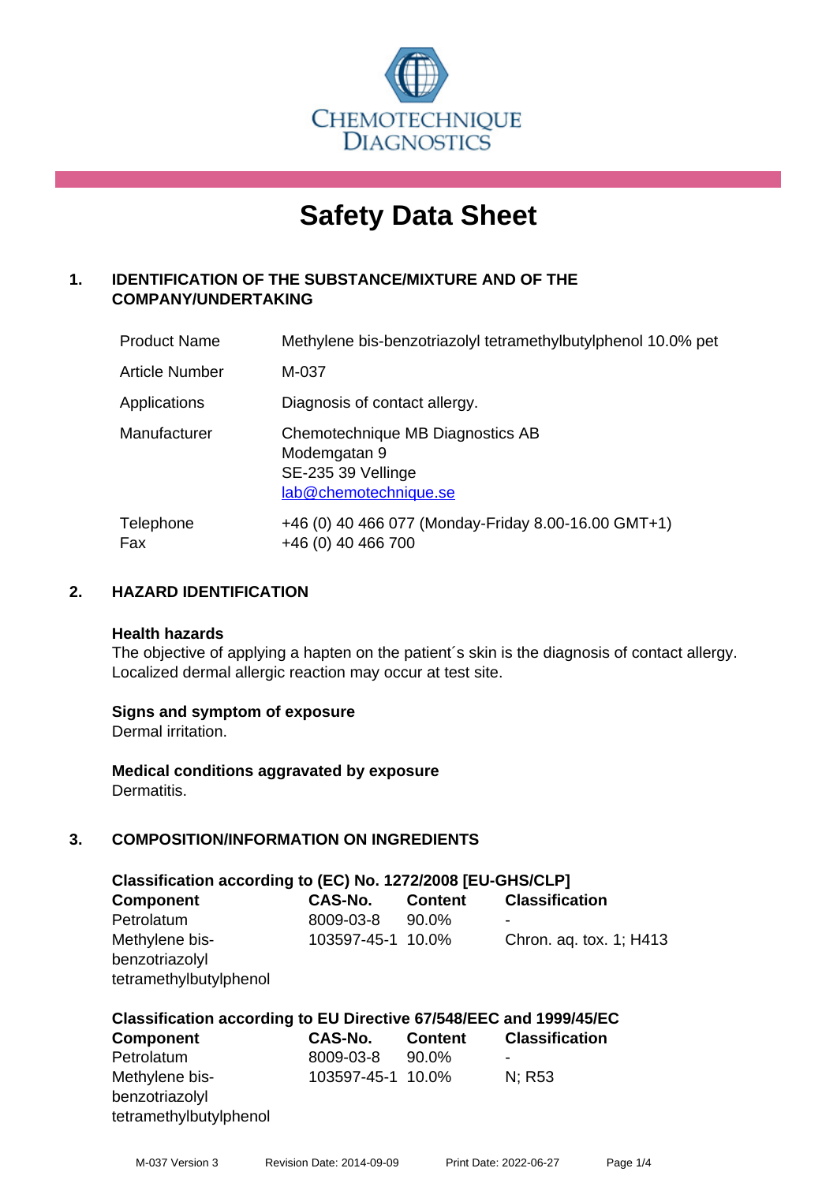CHEMOTECHNIQUE DIAGNOSTICS

# Safety Data Sheet

## 1. IDENTIFICATION OF THE SUBSTANCE/MIXTURE AND OF THE COMPANY/UNDERTAKING

| | |
|---|---|
| Product Name | Methylene bis-benzotriazolyl tetramethylbutylphenol 10.0% pet |
| Article Number | M-037 |
| Applications | Diagnosis of contact allergy. |
| Manufacturer | Chemotechnique MB Diagnostics AB<br>Modemgatan 9<br>SE-235 39 Vellinge<br>lab@chemotechnique.se |
| Telephone<br>Fax | +46 (0) 40 466 077 (Monday-Friday 8.00-16.00 GMT+1)<br>+46 (0) 40 466 700 |

## 2. HAZARD IDENTIFICATION

**Health hazards**
The objective of applying a hapten on the patient´s skin is the diagnosis of contact allergy. Localized dermal allergic reaction may occur at test site.

**Signs and symptom of exposure**
Dermal irritation.

**Medical conditions aggravated by exposure**
Dermatitis.

## 3. COMPOSITION/INFORMATION ON INGREDIENTS

**Classification according to (EC) No. 1272/2008 [EU-GHS/CLP]**

| Component | CAS-No. | Content | Classification |
|---|---|---|---|
| Petrolatum | 8009-03-8 | 90.0% | - |
| Methylene bis-benzotriazolyl tetramethylbutylphenol | 103597-45-1 | 10.0% | Chron. aq. tox. 1; H413 |

**Classification according to EU Directive 67/548/EEC and 1999/45/EC**

| Component | CAS-No. | Content | Classification |
|---|---|---|---|
| Petrolatum | 8009-03-8 | 90.0% | - |
| Methylene bis-benzotriazolyl tetramethylbutylphenol | 103597-45-1 | 10.0% | N; R53 |

M-037 Version 3 Revision Date: 2014-09-09 Print Date: 2022-06-27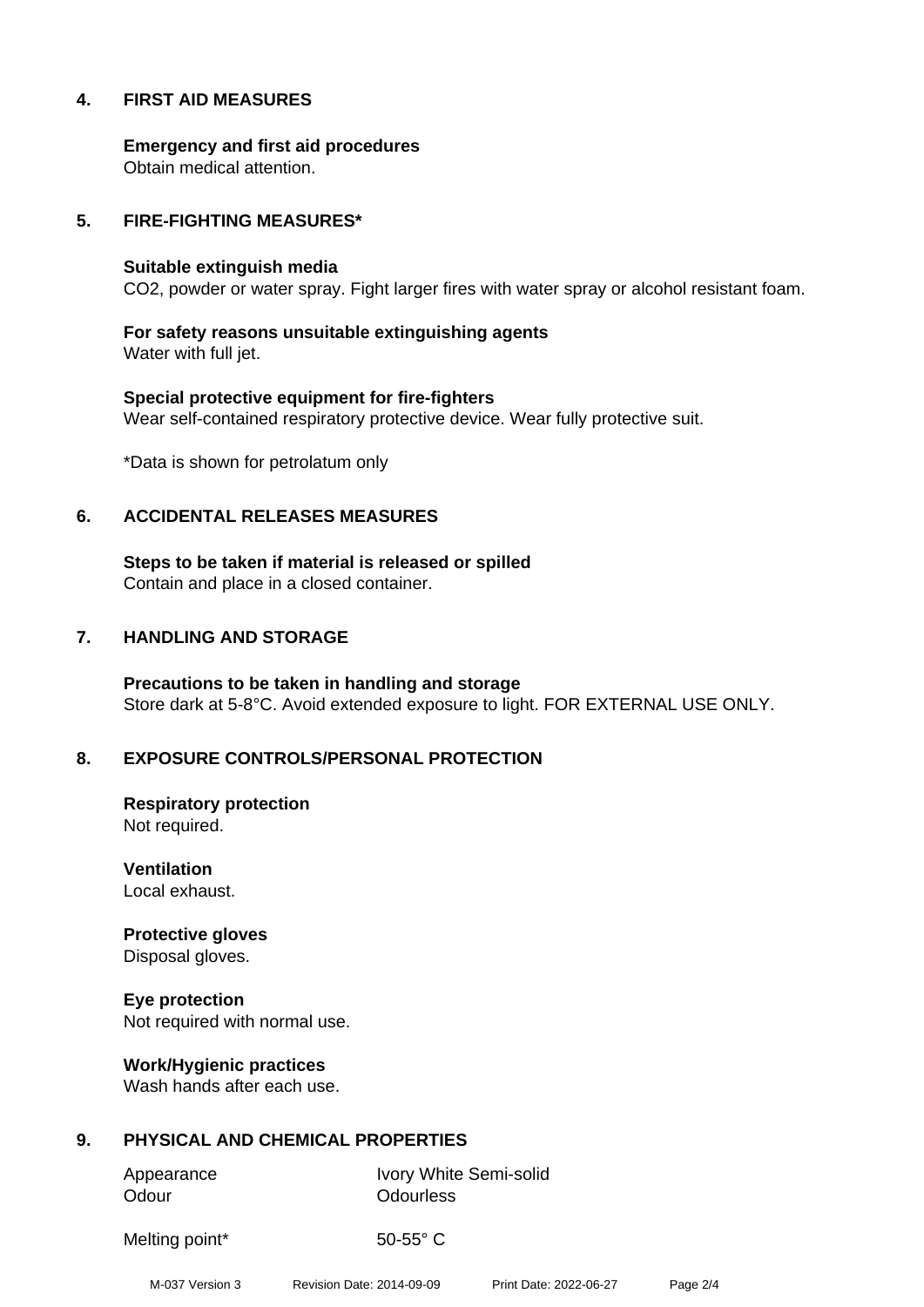## 4. FIRST AID MEASURES

**Emergency and first aid procedures**
Obtain medical attention.

## 5. FIRE-FIGHTING MEASURES*

**Suitable extinguish media**
$CO_2$, powder or water spray. Fight larger fires with water spray or alcohol resistant foam.

**For safety reasons unsuitable extinguishing agents**
Water with full jet.

**Special protective equipment for fire-fighters**
Wear self-contained respiratory protective device. Wear fully protective suit.

*Data is shown for petrolatum only

## 6. ACCIDENTAL RELEASES MEASURES

**Steps to be taken if material is released or spilled**
Contain and place in a closed container.

## 7. HANDLING AND STORAGE

**Precautions to be taken in handling and storage**
Store dark at 5-8°C. Avoid extended exposure to light. FOR EXTERNAL USE ONLY.

## 8. EXPOSURE CONTROLS/PERSONAL PROTECTION

**Respiratory protection**
Not required.

**Ventilation**
Local exhaust.

**Protective gloves**
Disposal gloves.

**Eye protection**
Not required with normal use.

**Work/Hygienic practices**
Wash hands after each use.

## 9. PHYSICAL AND CHEMICAL PROPERTIES

| | |
|---|---|
| Appearance | Ivory White Semi-solid |
| Odour | Odourless |
| Melting point* | 50-55° C |

M-037 Version 3 Revision Date: 2014-09-09 Print Date: 2022-06-27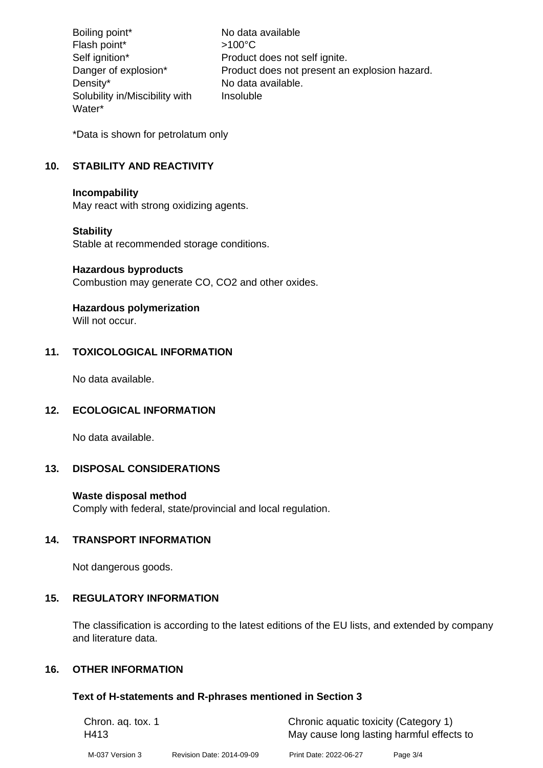| | |
|---|---|
| Boiling point* | No data available |
| Flash point* | >100°C |
| Self ignition* | Product does not self ignite. |
| Danger of explosion* | Product does not present an explosion hazard. |
| Density* | No data available. |
| Solubility in/Miscibility with Water* | Insoluble |

*Data is shown for petrolatum only

## 10. STABILITY AND REACTIVITY

**Incompability**
May react with strong oxidizing agents.

**Stability**
Stable at recommended storage conditions.

**Hazardous byproducts**
Combustion may generate CO, $CO_2$ and other oxides.

**Hazardous polymerization**
Will not occur.

## 11. TOXICOLOGICAL INFORMATION

No data available.

## 12. ECOLOGICAL INFORMATION

No data available.

## 13. DISPOSAL CONSIDERATIONS

**Waste disposal method**
Comply with federal, state/provincial and local regulation.

## 14. TRANSPORT INFORMATION

Not dangerous goods.

## 15. REGULATORY INFORMATION

The classification is according to the latest editions of the EU lists, and extended by company and literature data.

## 16. OTHER INFORMATION

### Text of H-statements and R-phrases mentioned in Section 3

| | |
|---|---|
| Chron. aq. tox. 1 | Chronic aquatic toxicity (Category 1) |
| H413 | May cause long lasting harmful effects to |

M-037 Version 3 Revision Date: 2014-09-09 Print Date: 2022-06-27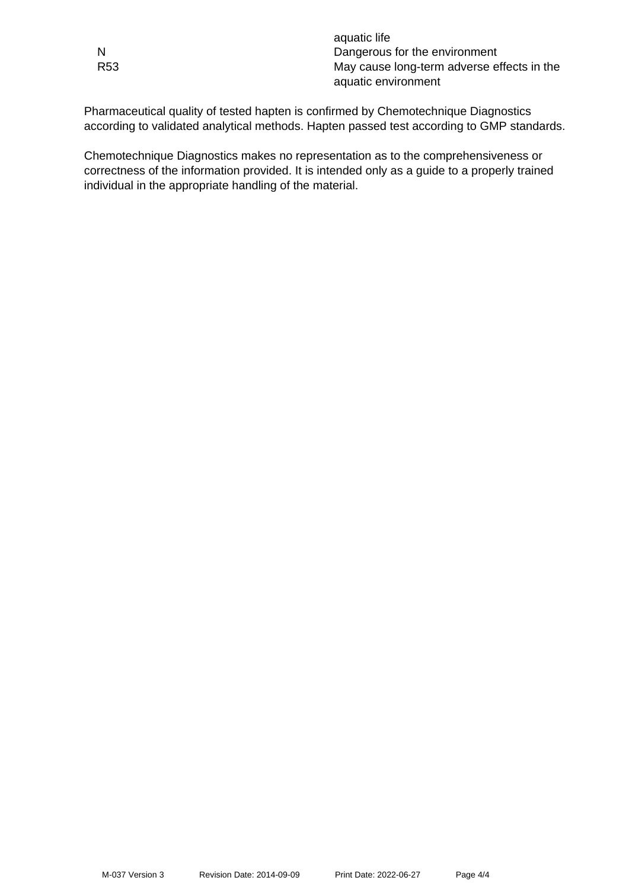| | |
|---|---|
| | aquatic life |
| N | Dangerous for the environment |
| R53 | May cause long-term adverse effects in the aquatic environment |

Pharmaceutical quality of tested hapten is confirmed by Chemotechnique Diagnostics according to validated analytical methods. Hapten passed test according to GMP standards.

Chemotechnique Diagnostics makes no representation as to the comprehensiveness or correctness of the information provided. It is intended only as a guide to a properly trained individual in the appropriate handling of the material.